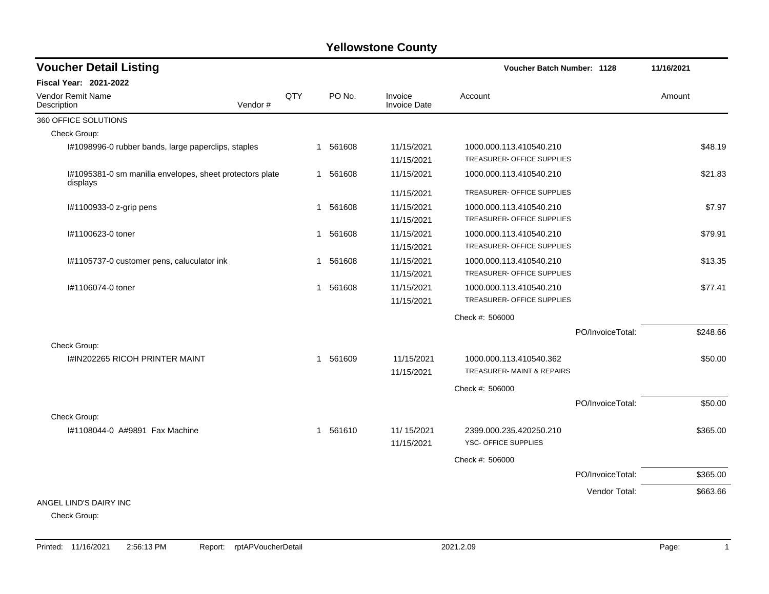# Yellowstone County

## Voucher Detail Listing

**Voucher Batch Number: 1128** — 11/16/2021

**Fiscal Year: 2021-2022**

| Vendor Remit Name / Description | Vendor # | QTY | PO No. | Invoice / Invoice Date | Account | Amount |
|---|---|---|---|---|---|---|
| **360 OFFICE SOLUTIONS** | | | | | | |
| Check Group: | | | | | | |
| I#1098996-0 rubber bands, large paperclips, staples | | 1 | 561608 | 11/15/2021<br>11/15/2021 | 1000.000.113.410540.210<br>TREASURER- OFFICE SUPPLIES | $48.19 |
| I#1095381-0 sm manilla envelopes, sheet protectors plate displays | | 1 | 561608 | 11/15/2021<br>11/15/2021 | 1000.000.113.410540.210<br>TREASURER- OFFICE SUPPLIES | $21.83 |
| I#1100933-0 z-grip pens | | 1 | 561608 | 11/15/2021<br>11/15/2021 | 1000.000.113.410540.210<br>TREASURER- OFFICE SUPPLIES | $7.97 |
| I#1100623-0 toner | | 1 | 561608 | 11/15/2021<br>11/15/2021 | 1000.000.113.410540.210<br>TREASURER- OFFICE SUPPLIES | $79.91 |
| I#1105737-0 customer pens, caluculator ink | | 1 | 561608 | 11/15/2021<br>11/15/2021 | 1000.000.113.410540.210<br>TREASURER- OFFICE SUPPLIES | $13.35 |
| I#1106074-0 toner | | 1 | 561608 | 11/15/2021<br>11/15/2021 | 1000.000.113.410540.210<br>TREASURER- OFFICE SUPPLIES | $77.41 |
| | | | | | Check #: 506000 | |
| | | | | | PO/InvoiceTotal: | $248.66 |
| Check Group: | | | | | | |
| I#IN202265 RICOH PRINTER MAINT | | 1 | 561609 | 11/15/2021<br>11/15/2021 | 1000.000.113.410540.362<br>TREASURER- MAINT & REPAIRS | $50.00 |
| | | | | | Check #: 506000 | |
| | | | | | PO/InvoiceTotal: | $50.00 |
| Check Group: | | | | | | |
| I#1108044-0 A#9891 Fax Machine | | 1 | 561610 | 11/ 15/2021<br>11/15/2021 | 2399.000.235.420250.210<br>YSC- OFFICE SUPPLIES | $365.00 |
| | | | | | Check #: 506000 | |
| | | | | | PO/InvoiceTotal: | $365.00 |
| | | | | | Vendor Total: | $663.66 |
| **ANGEL LIND'S DAIRY INC** | | | | | | |
| Check Group: | | | | | | |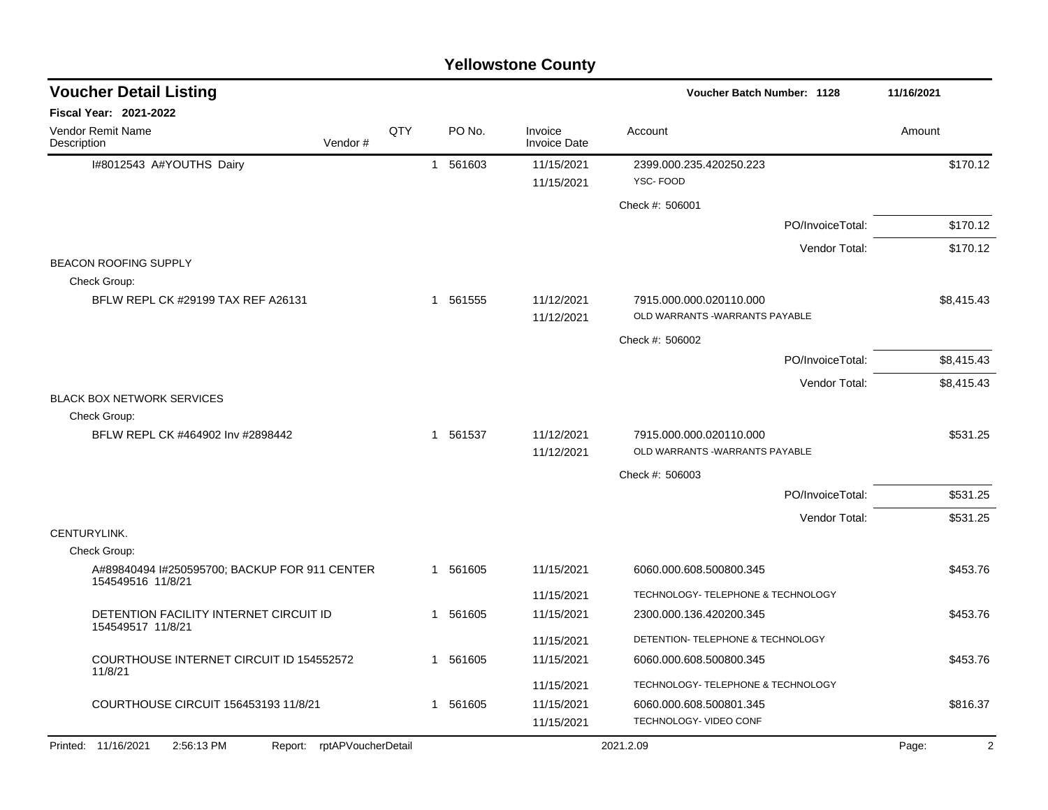# Yellowstone County

## Voucher Detail Listing

**Voucher Batch Number: 1128** — 11/16/2021

**Fiscal Year: 2021-2022**

| Vendor Remit Name / Description | Vendor # | QTY | PO No. | Invoice / Invoice Date | Account | Amount |
|---|---|---|---|---|---|---|
| I#8012543 A#YOUTHS Dairy | | 1 | 561603 | 11/15/2021 | 2399.000.235.420250.223 | $170.12 |
| | | | | 11/15/2021 | YSC- FOOD | |
| | | | | | Check #: 506001 | |
| | | | | | PO/InvoiceTotal: | $170.12 |
| | | | | | Vendor Total: | $170.12 |
| BEACON ROOFING SUPPLY | | | | | | |
| Check Group: | | | | | | |
| BFLW REPL CK #29199 TAX REF A26131 | | 1 | 561555 | 11/12/2021 | 7915.000.000.020110.000 | $8,415.43 |
| | | | | 11/12/2021 | OLD WARRANTS -WARRANTS PAYABLE | |
| | | | | | Check #: 506002 | |
| | | | | | PO/InvoiceTotal: | $8,415.43 |
| | | | | | Vendor Total: | $8,415.43 |
| BLACK BOX NETWORK SERVICES | | | | | | |
| Check Group: | | | | | | |
| BFLW REPL CK #464902 Inv #2898442 | | 1 | 561537 | 11/12/2021 | 7915.000.000.020110.000 | $531.25 |
| | | | | 11/12/2021 | OLD WARRANTS -WARRANTS PAYABLE | |
| | | | | | Check #: 506003 | |
| | | | | | PO/InvoiceTotal: | $531.25 |
| | | | | | Vendor Total: | $531.25 |
| CENTURYLINK. | | | | | | |
| Check Group: | | | | | | |
| A#89840494 I#250595700; BACKUP FOR 911 CENTER 154549516 11/8/21 | | 1 | 561605 | 11/15/2021 | 6060.000.608.500800.345 | $453.76 |
| | | | | 11/15/2021 | TECHNOLOGY- TELEPHONE & TECHNOLOGY | |
| DETENTION FACILITY INTERNET CIRCUIT ID 154549517 11/8/21 | | 1 | 561605 | 11/15/2021 | 2300.000.136.420200.345 | $453.76 |
| | | | | 11/15/2021 | DETENTION- TELEPHONE & TECHNOLOGY | |
| COURTHOUSE INTERNET CIRCUIT ID 154552572 11/8/21 | | 1 | 561605 | 11/15/2021 | 6060.000.608.500800.345 | $453.76 |
| | | | | 11/15/2021 | TECHNOLOGY- TELEPHONE & TECHNOLOGY | |
| COURTHOUSE CIRCUIT 156453193 11/8/21 | | 1 | 561605 | 11/15/2021 | 6060.000.608.500801.345 | $816.37 |
| | | | | 11/15/2021 | TECHNOLOGY- VIDEO CONF | |

Printed: 11/16/2021 2:56:13 PM Report: rptAPVoucherDetail 2021.2.09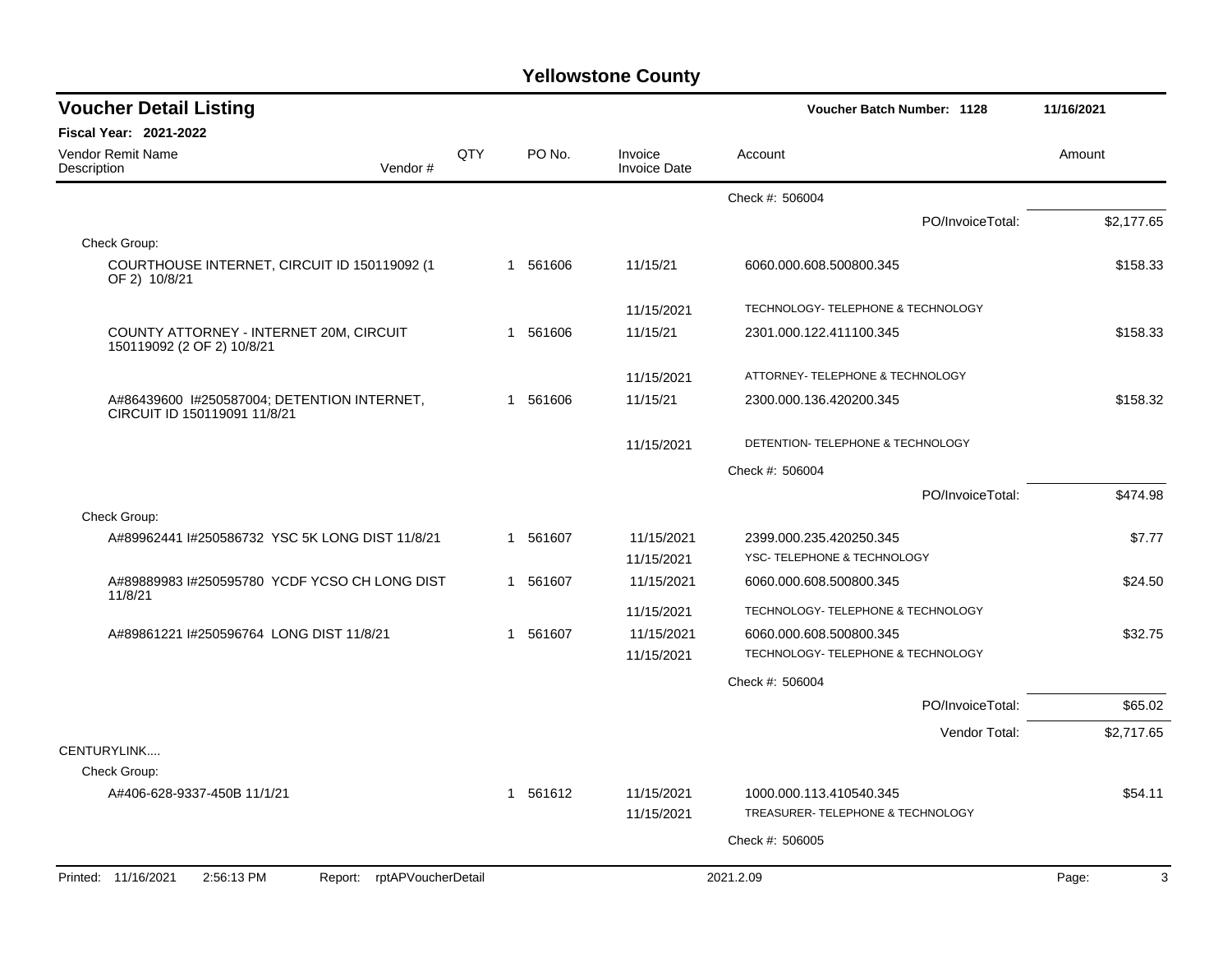# Yellowstone County

## Voucher Detail Listing

**Voucher Batch Number: 1128** — 11/16/2021

**Fiscal Year: 2021-2022**

| Vendor Remit Name / Description | Vendor # | QTY | PO No. | Invoice / Invoice Date | Account | Amount |
|---|---|---|---|---|---|---|
| | | | | | Check #: 506004 | |
| | | | | | PO/InvoiceTotal: | $2,177.65 |
| Check Group: | | | | | | |
| COURTHOUSE INTERNET, CIRCUIT ID 150119092 (1 OF 2) 10/8/21 | | 1 | 561606 | 11/15/21 | 6060.000.608.500800.345 | $158.33 |
| | | | | 11/15/2021 | TECHNOLOGY- TELEPHONE & TECHNOLOGY | |
| COUNTY ATTORNEY - INTERNET 20M, CIRCUIT 150119092 (2 OF 2) 10/8/21 | | 1 | 561606 | 11/15/21 | 2301.000.122.411100.345 | $158.33 |
| | | | | 11/15/2021 | ATTORNEY- TELEPHONE & TECHNOLOGY | |
| A#86439600 I#250587004; DETENTION INTERNET, CIRCUIT ID 150119091 11/8/21 | | 1 | 561606 | 11/15/21 | 2300.000.136.420200.345 | $158.32 |
| | | | | 11/15/2021 | DETENTION- TELEPHONE & TECHNOLOGY | |
| | | | | | Check #: 506004 | |
| | | | | | PO/InvoiceTotal: | $474.98 |
| Check Group: | | | | | | |
| A#89962441 I#250586732 YSC 5K LONG DIST 11/8/21 | | 1 | 561607 | 11/15/2021 | 2399.000.235.420250.345 | $7.77 |
| | | | | 11/15/2021 | YSC- TELEPHONE & TECHNOLOGY | |
| A#89889983 I#250595780 YCDF YCSO CH LONG DIST 11/8/21 | | 1 | 561607 | 11/15/2021 | 6060.000.608.500800.345 | $24.50 |
| | | | | 11/15/2021 | TECHNOLOGY- TELEPHONE & TECHNOLOGY | |
| A#89861221 I#250596764 LONG DIST 11/8/21 | | 1 | 561607 | 11/15/2021 | 6060.000.608.500800.345 | $32.75 |
| | | | | 11/15/2021 | TECHNOLOGY- TELEPHONE & TECHNOLOGY | |
| | | | | | Check #: 506004 | |
| | | | | | PO/InvoiceTotal: | $65.02 |
| | | | | | Vendor Total: | $2,717.65 |
| CENTURYLINK.... | | | | | | |
| Check Group: | | | | | | |
| A#406-628-9337-450B 11/1/21 | | 1 | 561612 | 11/15/2021 | 1000.000.113.410540.345 | $54.11 |
| | | | | 11/15/2021 | TREASURER- TELEPHONE & TECHNOLOGY | |
| | | | | | Check #: 506005 | |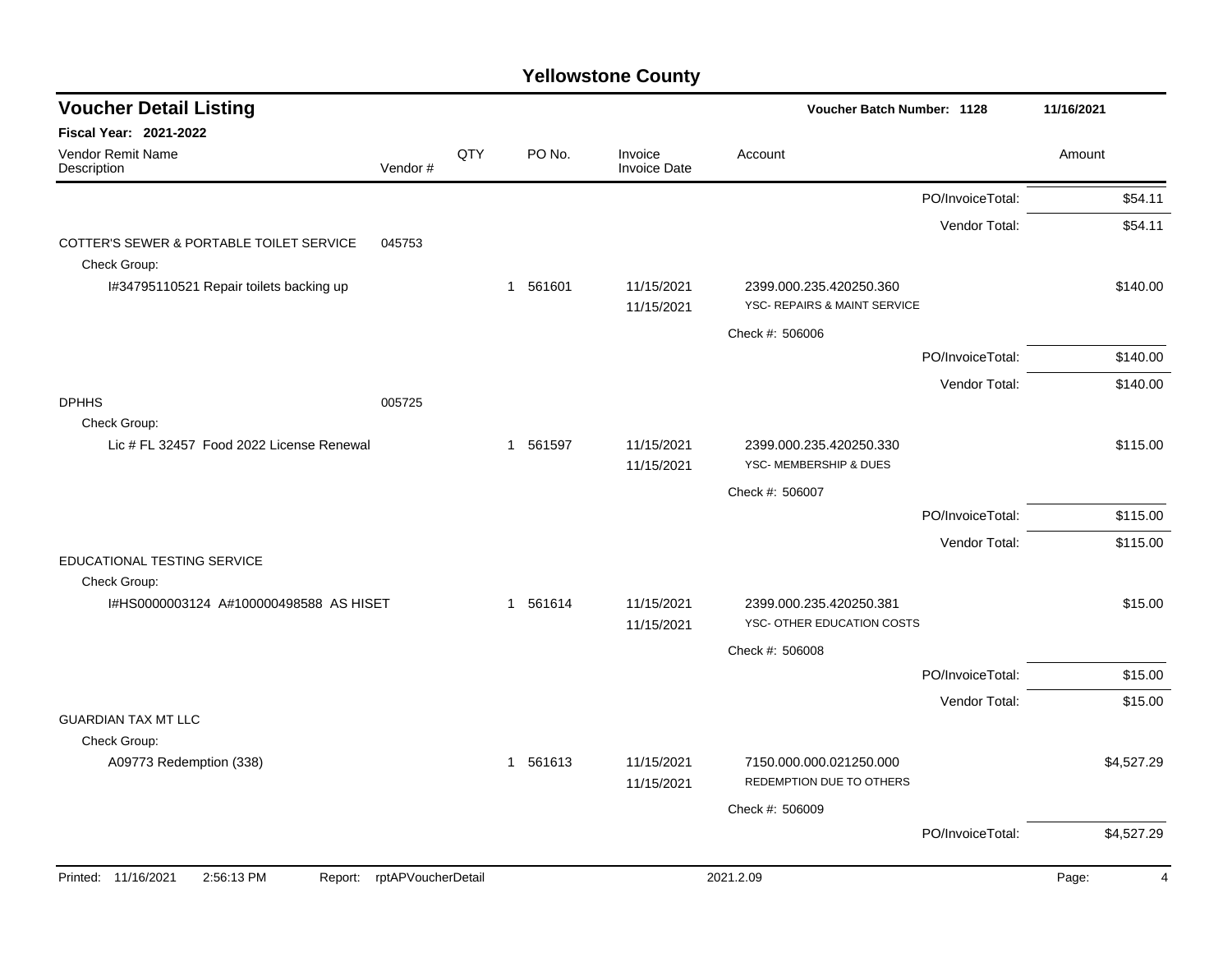# Yellowstone County

## Voucher Detail Listing

**Voucher Batch Number: 1128** 11/16/2021

**Fiscal Year: 2021-2022**

| Vendor Remit Name / Description | Vendor # | QTY | PO No. | Invoice / Invoice Date | Account | Amount |
|---|---|---|---|---|---|---|
| | | | | | PO/InvoiceTotal: | $54.11 |
| | | | | | Vendor Total: | $54.11 |
| COTTER'S SEWER & PORTABLE TOILET SERVICE | 045753 | | | | | |
| Check Group: | | | | | | |
| I#34795110521 Repair toilets backing up | | 1 | 561601 | 11/15/2021<br>11/15/2021 | 2399.000.235.420250.360<br>YSC- REPAIRS & MAINT SERVICE | $140.00 |
| | | | | | Check #: 506006 | |
| | | | | | PO/InvoiceTotal: | $140.00 |
| | | | | | Vendor Total: | $140.00 |
| DPHHS | 005725 | | | | | |
| Check Group: | | | | | | |
| Lic # FL 32457 Food 2022 License Renewal | | 1 | 561597 | 11/15/2021<br>11/15/2021 | 2399.000.235.420250.330<br>YSC- MEMBERSHIP & DUES | $115.00 |
| | | | | | Check #: 506007 | |
| | | | | | PO/InvoiceTotal: | $115.00 |
| | | | | | Vendor Total: | $115.00 |
| EDUCATIONAL TESTING SERVICE | | | | | | |
| Check Group: | | | | | | |
| I#HS0000003124 A#100000498588 AS HISET | | 1 | 561614 | 11/15/2021<br>11/15/2021 | 2399.000.235.420250.381<br>YSC- OTHER EDUCATION COSTS | $15.00 |
| | | | | | Check #: 506008 | |
| | | | | | PO/InvoiceTotal: | $15.00 |
| | | | | | Vendor Total: | $15.00 |
| GUARDIAN TAX MT LLC | | | | | | |
| Check Group: | | | | | | |
| A09773 Redemption (338) | | 1 | 561613 | 11/15/2021<br>11/15/2021 | 7150.000.000.021250.000<br>REDEMPTION DUE TO OTHERS | $4,527.29 |
| | | | | | Check #: 506009 | |
| | | | | | PO/InvoiceTotal: | $4,527.29 |

Printed: 11/16/2021 2:56:13 PM Report: rptAPVoucherDetail 2021.2.09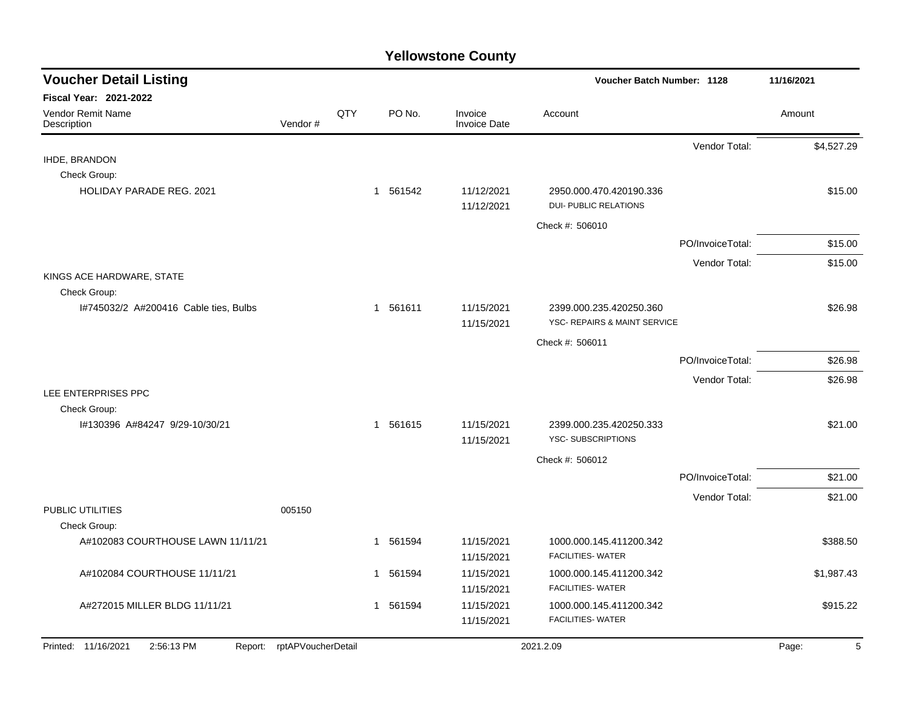# Yellowstone County

## Voucher Detail Listing

**Fiscal Year: 2021-2022**

Voucher Batch Number: 1128 — 11/16/2021

| Vendor Remit Name / Description | Vendor # | QTY | PO No. | Invoice / Invoice Date | Account | | Amount |
|---|---|---|---|---|---|---|---|
| | | | | | | Vendor Total: | $4,527.29 |
| IHDE, BRANDON | | | | | | | |
| Check Group: | | | | | | | |
| HOLIDAY PARADE REG. 2021 | | 1 | 561542 | 11/12/2021<br>11/12/2021 | 2950.000.470.420190.336<br>DUI- PUBLIC RELATIONS | | $15.00 |
| | | | | | Check #: 506010 | | |
| | | | | | | PO/InvoiceTotal: | $15.00 |
| | | | | | | Vendor Total: | $15.00 |
| KINGS ACE HARDWARE, STATE | | | | | | | |
| Check Group: | | | | | | | |
| I#745032/2 A#200416 Cable ties, Bulbs | | 1 | 561611 | 11/15/2021<br>11/15/2021 | 2399.000.235.420250.360<br>YSC- REPAIRS & MAINT SERVICE | | $26.98 |
| | | | | | Check #: 506011 | | |
| | | | | | | PO/InvoiceTotal: | $26.98 |
| | | | | | | Vendor Total: | $26.98 |
| LEE ENTERPRISES PPC | | | | | | | |
| Check Group: | | | | | | | |
| I#130396 A#84247 9/29-10/30/21 | | 1 | 561615 | 11/15/2021<br>11/15/2021 | 2399.000.235.420250.333<br>YSC- SUBSCRIPTIONS | | $21.00 |
| | | | | | Check #: 506012 | | |
| | | | | | | PO/InvoiceTotal: | $21.00 |
| | | | | | | Vendor Total: | $21.00 |
| PUBLIC UTILITIES | 005150 | | | | | | |
| Check Group: | | | | | | | |
| A#102083 COURTHOUSE LAWN 11/11/21 | | 1 | 561594 | 11/15/2021<br>11/15/2021 | 1000.000.145.411200.342<br>FACILITIES- WATER | | $388.50 |
| A#102084 COURTHOUSE 11/11/21 | | 1 | 561594 | 11/15/2021<br>11/15/2021 | 1000.000.145.411200.342<br>FACILITIES- WATER | | $1,987.43 |
| A#272015 MILLER BLDG 11/11/21 | | 1 | 561594 | 11/15/2021<br>11/15/2021 | 1000.000.145.411200.342<br>FACILITIES- WATER | | $915.22 |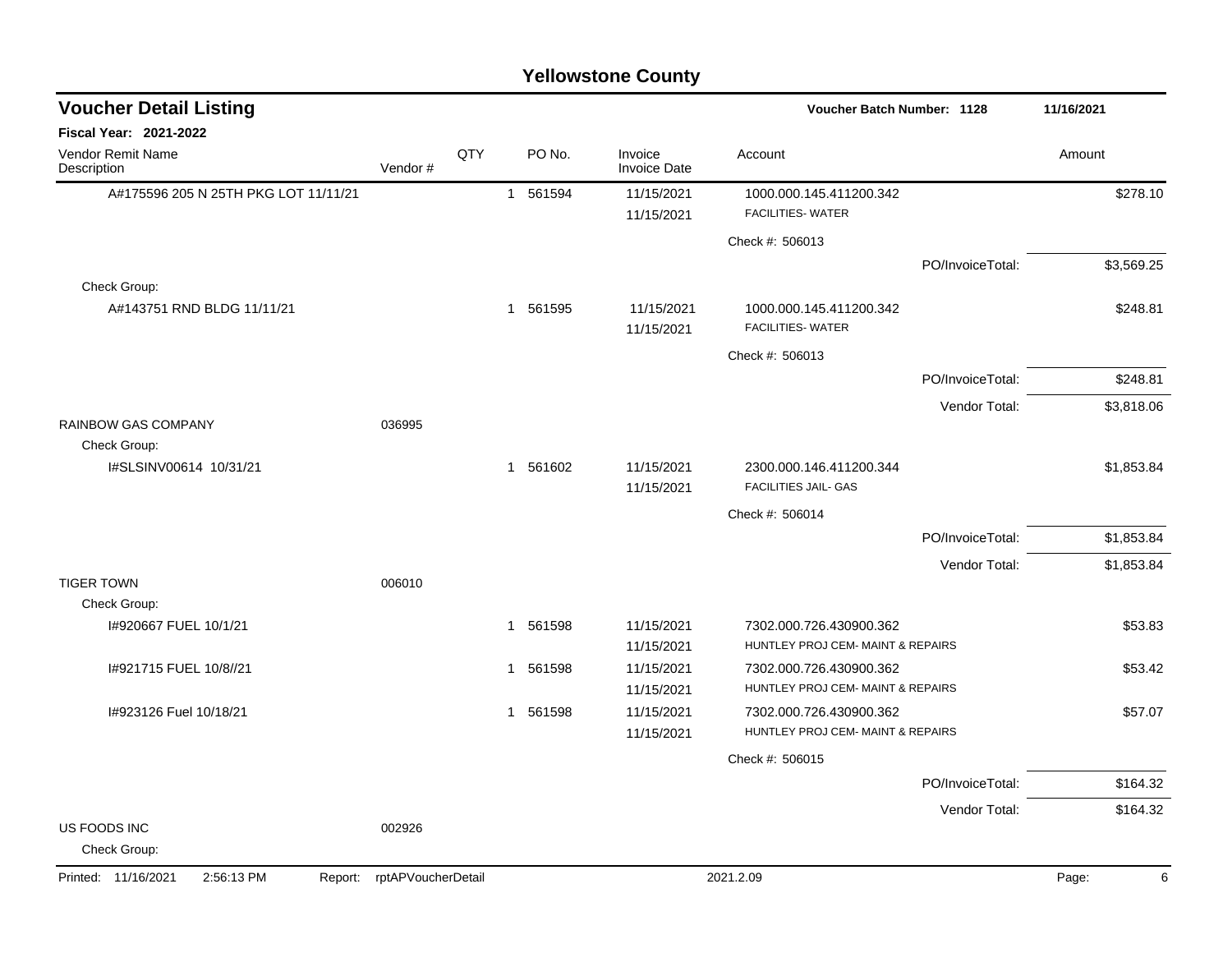# Yellowstone County

## Voucher Detail Listing

Voucher Batch Number: 1128 — 11/16/2021

**Fiscal Year: 2021-2022**

| Vendor Remit Name / Description | Vendor # | QTY | PO No. | Invoice / Invoice Date | Account | Amount |
|---|---|---|---|---|---|---|
| A#175596 205 N 25TH PKG LOT 11/11/21 | | 1 | 561594 | 11/15/2021 / 11/15/2021 | 1000.000.145.411200.342 FACILITIES- WATER | $278.10 |
| | | | | | Check #: 506013 | |
| | | | | | PO/InvoiceTotal: | $3,569.25 |
| Check Group: | | | | | | |
| A#143751 RND BLDG 11/11/21 | | 1 | 561595 | 11/15/2021 / 11/15/2021 | 1000.000.145.411200.342 FACILITIES- WATER | $248.81 |
| | | | | | Check #: 506013 | |
| | | | | | PO/InvoiceTotal: | $248.81 |
| | | | | | Vendor Total: | $3,818.06 |
| RAINBOW GAS COMPANY | 036995 | | | | | |
| Check Group: | | | | | | |
| I#SLSINV00614 10/31/21 | | 1 | 561602 | 11/15/2021 / 11/15/2021 | 2300.000.146.411200.344 FACILITIES JAIL- GAS | $1,853.84 |
| | | | | | Check #: 506014 | |
| | | | | | PO/InvoiceTotal: | $1,853.84 |
| | | | | | Vendor Total: | $1,853.84 |
| TIGER TOWN | 006010 | | | | | |
| Check Group: | | | | | | |
| I#920667 FUEL 10/1/21 | | 1 | 561598 | 11/15/2021 / 11/15/2021 | 7302.000.726.430900.362 HUNTLEY PROJ CEM- MAINT & REPAIRS | $53.83 |
| I#921715 FUEL 10/8//21 | | 1 | 561598 | 11/15/2021 / 11/15/2021 | 7302.000.726.430900.362 HUNTLEY PROJ CEM- MAINT & REPAIRS | $53.42 |
| I#923126 Fuel 10/18/21 | | 1 | 561598 | 11/15/2021 / 11/15/2021 | 7302.000.726.430900.362 HUNTLEY PROJ CEM- MAINT & REPAIRS | $57.07 |
| | | | | | Check #: 506015 | |
| | | | | | PO/InvoiceTotal: | $164.32 |
| | | | | | Vendor Total: | $164.32 |
| US FOODS INC | 002926 | | | | | |
| Check Group: | | | | | | |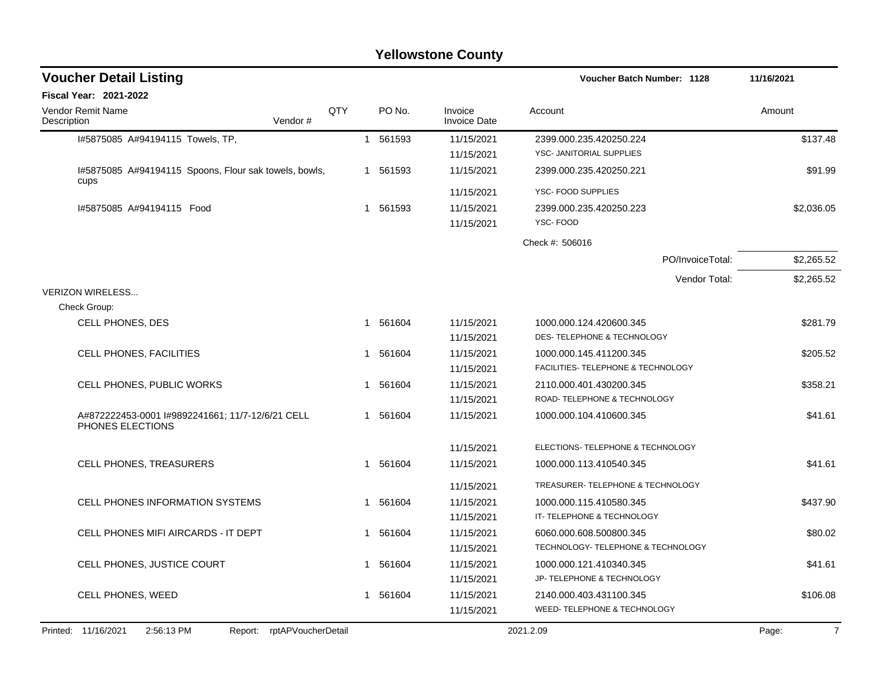# Yellowstone County

## Voucher Detail Listing

Voucher Batch Number: 1128 — 11/16/2021

**Fiscal Year: 2021-2022**

| Vendor Remit Name / Description | Vendor # | QTY | PO No. | Invoice / Invoice Date | Account | Amount |
|---|---|---|---|---|---|---|
| I#5875085 A#94194115 Towels, TP, | | 1 | 561593 | 11/15/2021 | 2399.000.235.420250.224 | $137.48 |
| | | | | 11/15/2021 | YSC- JANITORIAL SUPPLIES | |
| I#5875085 A#94194115 Spoons, Flour sak towels, bowls, cups | | 1 | 561593 | 11/15/2021 | 2399.000.235.420250.221 | $91.99 |
| | | | | 11/15/2021 | YSC- FOOD SUPPLIES | |
| I#5875085 A#94194115 Food | | 1 | 561593 | 11/15/2021 | 2399.000.235.420250.223 | $2,036.05 |
| | | | | 11/15/2021 | YSC- FOOD | |
| | | | | | Check #: 506016 | |
| | | | | | PO/InvoiceTotal: | $2,265.52 |
| | | | | | Vendor Total: | $2,265.52 |
| VERIZON WIRELESS... | | | | | | |
| Check Group: | | | | | | |
| CELL PHONES, DES | | 1 | 561604 | 11/15/2021 | 1000.000.124.420600.345 | $281.79 |
| | | | | 11/15/2021 | DES- TELEPHONE & TECHNOLOGY | |
| CELL PHONES, FACILITIES | | 1 | 561604 | 11/15/2021 | 1000.000.145.411200.345 | $205.52 |
| | | | | 11/15/2021 | FACILITIES- TELEPHONE & TECHNOLOGY | |
| CELL PHONES, PUBLIC WORKS | | 1 | 561604 | 11/15/2021 | 2110.000.401.430200.345 | $358.21 |
| | | | | 11/15/2021 | ROAD- TELEPHONE & TECHNOLOGY | |
| A#872222453-0001 I#9892241661; 11/7-12/6/21 CELL PHONES ELECTIONS | | 1 | 561604 | 11/15/2021 | 1000.000.104.410600.345 | $41.61 |
| | | | | 11/15/2021 | ELECTIONS- TELEPHONE & TECHNOLOGY | |
| CELL PHONES, TREASURERS | | 1 | 561604 | 11/15/2021 | 1000.000.113.410540.345 | $41.61 |
| | | | | 11/15/2021 | TREASURER- TELEPHONE & TECHNOLOGY | |
| CELL PHONES INFORMATION SYSTEMS | | 1 | 561604 | 11/15/2021 | 1000.000.115.410580.345 | $437.90 |
| | | | | 11/15/2021 | IT- TELEPHONE & TECHNOLOGY | |
| CELL PHONES MIFI AIRCARDS - IT DEPT | | 1 | 561604 | 11/15/2021 | 6060.000.608.500800.345 | $80.02 |
| | | | | 11/15/2021 | TECHNOLOGY- TELEPHONE & TECHNOLOGY | |
| CELL PHONES, JUSTICE COURT | | 1 | 561604 | 11/15/2021 | 1000.000.121.410340.345 | $41.61 |
| | | | | 11/15/2021 | JP- TELEPHONE & TECHNOLOGY | |
| CELL PHONES, WEED | | 1 | 561604 | 11/15/2021 | 2140.000.403.431100.345 | $106.08 |
| | | | | 11/15/2021 | WEED- TELEPHONE & TECHNOLOGY | |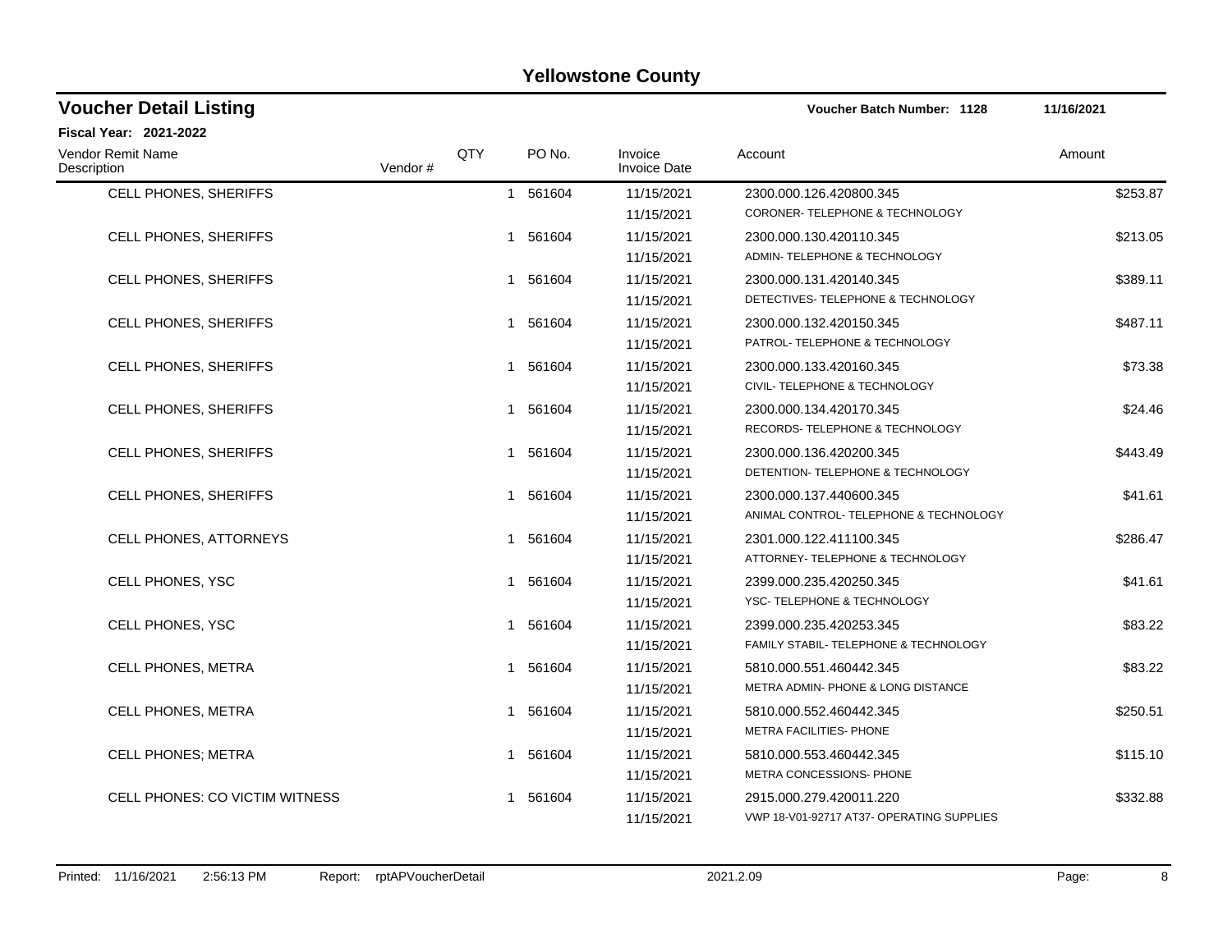# Yellowstone County

## Voucher Detail Listing

**Voucher Batch Number: 1128** 11/16/2021

**Fiscal Year: 2021-2022**

| Vendor Remit Name / Description | Vendor # | QTY | PO No. | Invoice / Invoice Date | Account | Amount |
|---|---|---|---|---|---|---|
| CELL PHONES, SHERIFFS | | 1 | 561604 | 11/15/2021<br>11/15/2021 | 2300.000.126.420800.345<br>CORONER- TELEPHONE & TECHNOLOGY | $253.87 |
| CELL PHONES, SHERIFFS | | 1 | 561604 | 11/15/2021<br>11/15/2021 | 2300.000.130.420110.345<br>ADMIN- TELEPHONE & TECHNOLOGY | $213.05 |
| CELL PHONES, SHERIFFS | | 1 | 561604 | 11/15/2021<br>11/15/2021 | 2300.000.131.420140.345<br>DETECTIVES- TELEPHONE & TECHNOLOGY | $389.11 |
| CELL PHONES, SHERIFFS | | 1 | 561604 | 11/15/2021<br>11/15/2021 | 2300.000.132.420150.345<br>PATROL- TELEPHONE & TECHNOLOGY | $487.11 |
| CELL PHONES, SHERIFFS | | 1 | 561604 | 11/15/2021<br>11/15/2021 | 2300.000.133.420160.345<br>CIVIL- TELEPHONE & TECHNOLOGY | $73.38 |
| CELL PHONES, SHERIFFS | | 1 | 561604 | 11/15/2021<br>11/15/2021 | 2300.000.134.420170.345<br>RECORDS- TELEPHONE & TECHNOLOGY | $24.46 |
| CELL PHONES, SHERIFFS | | 1 | 561604 | 11/15/2021<br>11/15/2021 | 2300.000.136.420200.345<br>DETENTION- TELEPHONE & TECHNOLOGY | $443.49 |
| CELL PHONES, SHERIFFS | | 1 | 561604 | 11/15/2021<br>11/15/2021 | 2300.000.137.440600.345<br>ANIMAL CONTROL- TELEPHONE & TECHNOLOGY | $41.61 |
| CELL PHONES, ATTORNEYS | | 1 | 561604 | 11/15/2021<br>11/15/2021 | 2301.000.122.411100.345<br>ATTORNEY- TELEPHONE & TECHNOLOGY | $286.47 |
| CELL PHONES, YSC | | 1 | 561604 | 11/15/2021<br>11/15/2021 | 2399.000.235.420250.345<br>YSC- TELEPHONE & TECHNOLOGY | $41.61 |
| CELL PHONES, YSC | | 1 | 561604 | 11/15/2021<br>11/15/2021 | 2399.000.235.420253.345<br>FAMILY STABIL- TELEPHONE & TECHNOLOGY | $83.22 |
| CELL PHONES, METRA | | 1 | 561604 | 11/15/2021<br>11/15/2021 | 5810.000.551.460442.345<br>METRA ADMIN- PHONE & LONG DISTANCE | $83.22 |
| CELL PHONES, METRA | | 1 | 561604 | 11/15/2021<br>11/15/2021 | 5810.000.552.460442.345<br>METRA FACILITIES- PHONE | $250.51 |
| CELL PHONES; METRA | | 1 | 561604 | 11/15/2021<br>11/15/2021 | 5810.000.553.460442.345<br>METRA CONCESSIONS- PHONE | $115.10 |
| CELL PHONES: CO VICTIM WITNESS | | 1 | 561604 | 11/15/2021<br>11/15/2021 | 2915.000.279.420011.220<br>VWP 18-V01-92717 AT37- OPERATING SUPPLIES | $332.88 |

Printed: 11/16/2021 2:56:13 PM Report: rptAPVoucherDetail 2021.2.09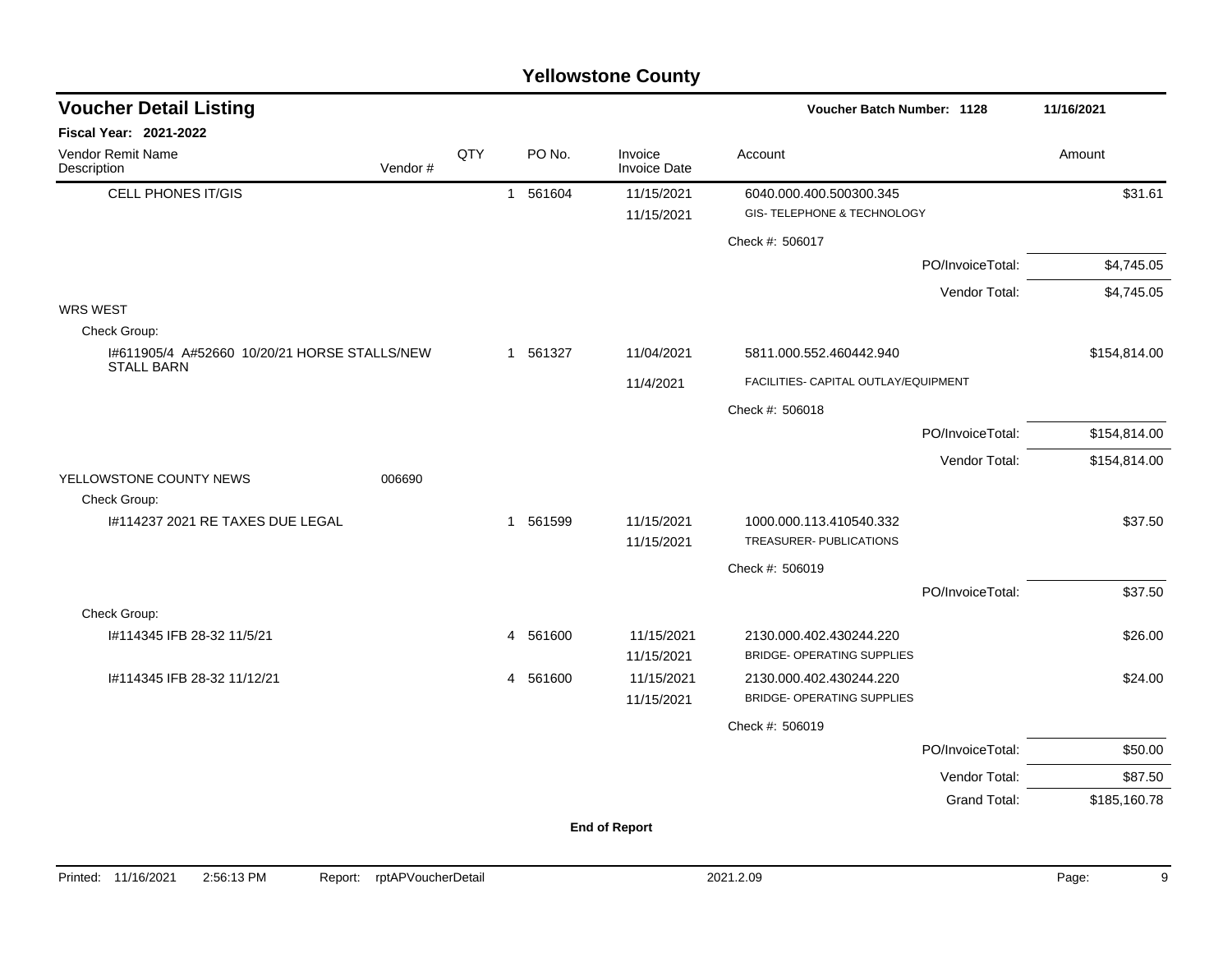# Yellowstone County

## Voucher Detail Listing

**Voucher Batch Number: 1128** | 11/16/2021

**Fiscal Year: 2021-2022**

| Vendor Remit Name / Description | Vendor # | QTY | PO No. | Invoice / Invoice Date | Account | Amount |
|---|---|---|---|---|---|---|
| CELL PHONES IT/GIS | | 1 | 561604 | 11/15/2021 | 6040.000.400.500300.345 | $31.61 |
| | | | | 11/15/2021 | GIS- TELEPHONE & TECHNOLOGY | |
| | | | | | Check #: 506017 | |
| | | | | | PO/InvoiceTotal: | $4,745.05 |
| | | | | | Vendor Total: | $4,745.05 |
| WRS WEST | | | | | | |
| Check Group: | | | | | | |
| I#611905/4 A#52660 10/20/21 HORSE STALLS/NEW STALL BARN | | 1 | 561327 | 11/04/2021 | 5811.000.552.460442.940 | $154,814.00 |
| | | | | 11/4/2021 | FACILITIES- CAPITAL OUTLAY/EQUIPMENT | |
| | | | | | Check #: 506018 | |
| | | | | | PO/InvoiceTotal: | $154,814.00 |
| | | | | | Vendor Total: | $154,814.00 |
| YELLOWSTONE COUNTY NEWS | 006690 | | | | | |
| Check Group: | | | | | | |
| I#114237 2021 RE TAXES DUE LEGAL | | 1 | 561599 | 11/15/2021 | 1000.000.113.410540.332 | $37.50 |
| | | | | 11/15/2021 | TREASURER- PUBLICATIONS | |
| | | | | | Check #: 506019 | |
| | | | | | PO/InvoiceTotal: | $37.50 |
| Check Group: | | | | | | |
| I#114345 IFB 28-32 11/5/21 | | 4 | 561600 | 11/15/2021 | 2130.000.402.430244.220 | $26.00 |
| | | | | 11/15/2021 | BRIDGE- OPERATING SUPPLIES | |
| I#114345 IFB 28-32 11/12/21 | | 4 | 561600 | 11/15/2021 | 2130.000.402.430244.220 | $24.00 |
| | | | | 11/15/2021 | BRIDGE- OPERATING SUPPLIES | |
| | | | | | Check #: 506019 | |
| | | | | | PO/InvoiceTotal: | $50.00 |
| | | | | | Vendor Total: | $87.50 |
| | | | | | Grand Total: | $185,160.78 |

**End of Report**

Printed: 11/16/2021 2:56:13 PM Report: rptAPVoucherDetail 2021.2.09